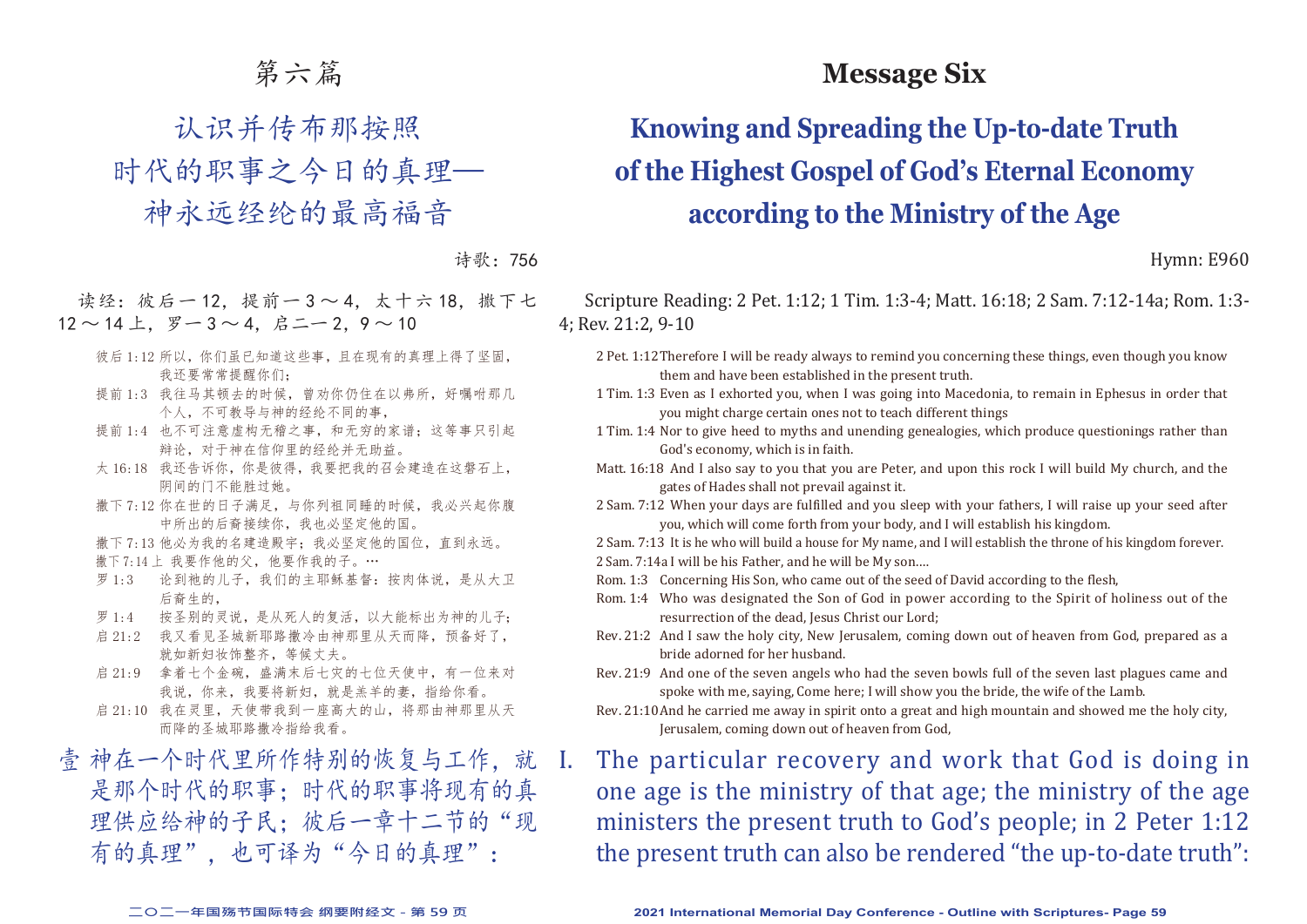# 第六篇

## 认识并传布那按照时代的职事之今日的真理——神永远经纶的最高福音

诗歌：756

读经：彼后一12，提前一3～4，太十六18，撒下七12～14上，罗一3～4，启二一2，9～10

彼后1:12 所以，你们虽已知道这些事，且在现有的真理上得了坚固，我还要常常提醒你们；

提前1:3 我往马其顿去的时候，曾劝你仍住在以弗所，好嘱咐那几个人，不可教导与神的经纶不同的事，

提前1:4 也不可注意虚构无稽之事，和无穷的家谱；这等事只引起辩论，对于神在信仰里的经纶并无助益。

太16:18 我还告诉你，你是彼得，我要把我的召会建造在这磐石上，阴间的门不能胜过她。

撒下7:12 你在世的日子满足，与你列祖同睡的时候，我必兴起你腹中所出的后裔接续你，我也必坚定他的国。

撒下7:13 他必为我的名建造殿宇；我必坚定他的国位，直到永远。

撒下7:14上 我要作他的父，他要作我的子。…

罗1:3 论到祂的儿子，我们的主耶稣基督：按肉体说，是从大卫后裔生的，

罗1:4 按圣别的灵说，是从死人的复活，以大能标出为神的儿子；

启21:2 我又看见圣城新耶路撒冷由神那里从天而降，预备好了，就如新妇妆饰整齐，等候丈夫。

启21:9 拿着七个金碗，盛满末后七灾的七位天使中，有一位来对我说，你来，我要将新妇，就是羔羊的妻，指给你看。

启21:10 我在灵里，天使带我到一座高大的山，将那由神那里从天而降的圣城耶路撒冷指给我看。

壹 神在一个时代里所作特别的恢复与工作，就是那个时代的职事；时代的职事将现有的真理供应给神的子民；彼后一章十二节的"现有的真理"，也可译为"今日的真理"：

# Message Six

## Knowing and Spreading the Up-to-date Truth of the Highest Gospel of God's Eternal Economy according to the Ministry of the Age

Hymn: E960

Scripture Reading: 2 Pet. 1:12; 1 Tim. 1:3-4; Matt. 16:18; 2 Sam. 7:12-14a; Rom. 1:3-4; Rev. 21:2, 9-10

2 Pet. 1:12 Therefore I will be ready always to remind you concerning these things, even though you know them and have been established in the present truth.

1 Tim. 1:3 Even as I exhorted you, when I was going into Macedonia, to remain in Ephesus in order that you might charge certain ones not to teach different things

1 Tim. 1:4 Nor to give heed to myths and unending genealogies, which produce questionings rather than God's economy, which is in faith.

Matt. 16:18 And I also say to you that you are Peter, and upon this rock I will build My church, and the gates of Hades shall not prevail against it.

2 Sam. 7:12 When your days are fulfilled and you sleep with your fathers, I will raise up your seed after you, which will come forth from your body, and I will establish his kingdom.

2 Sam. 7:13 It is he who will build a house for My name, and I will establish the throne of his kingdom forever.

2 Sam. 7:14a I will be his Father, and he will be My son....

Rom. 1:3 Concerning His Son, who came out of the seed of David according to the flesh,

Rom. 1:4 Who was designated the Son of God in power according to the Spirit of holiness out of the resurrection of the dead, Jesus Christ our Lord;

Rev. 21:2 And I saw the holy city, New Jerusalem, coming down out of heaven from God, prepared as a bride adorned for her husband.

Rev. 21:9 And one of the seven angels who had the seven bowls full of the seven last plagues came and spoke with me, saying, Come here; I will show you the bride, the wife of the Lamb.

Rev. 21:10 And he carried me away in spirit onto a great and high mountain and showed me the holy city, Jerusalem, coming down out of heaven from God,

I. The particular recovery and work that God is doing in one age is the ministry of that age; the ministry of the age ministers the present truth to God's people; in 2 Peter 1:12 the present truth can also be rendered "the up-to-date truth":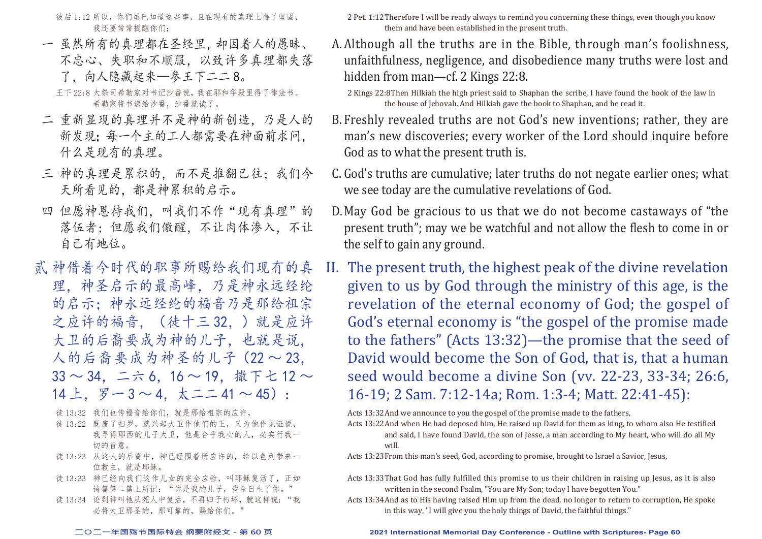彼后 1:12 所以，你们虽已知道这些事，且在现有的真理上得了坚固，我还要常常提醒你们；

一 虽然所有的真理都在圣经里，却因着人的愚昧、不忠心、失职和不顺服，以致许多真理都失落了，向人隐藏起来—参王下二二 8。

王下 22:8 大祭司希勒家对书记沙番说，我在耶和华殿里得了律法书。希勒家将书递给沙番，沙番就读了。

二 重新显现的真理并不是神的新创造，乃是人的新发现；每一个主的工人都需要在神面前求问，什么是现有的真理。

三 神的真理是累积的，而不是推翻已往；我们今天所看见的，都是神累积的启示。

四 但愿神恩待我们，叫我们不作"现有真理"的落伍者；但愿我们儆醒，不让肉体渗入，不让自己有地位。

## 贰 神借着今时代的职事所赐给我们现有的真理，神圣启示的最高峰，乃是神永远经纶的启示；神永远经纶的福音乃是那给祖宗之应许的福音，（徒十三 32，）就是应许大卫的后裔要成为神的儿子，也就是说，人的后裔要成为神圣的儿子（22～23，33～34，二六 6，16～19，撒下七 12～14 上，罗一 3～4，太二二 41～45）：

徒 13:32 我们也传福音给你们，就是那给祖宗的应许，

徒 13:22 既废了扫罗，就兴起大卫作他们的王，又为他作见证说，我寻得耶西的儿子大卫，他是合乎我心的人，必实行我一切的旨意。

徒 13:23 从这人的后裔中，神已经照着所应许的，给以色列带来一位救主，就是耶稣。

徒 13:33 神已经向我们这作儿女的完全应验，叫耶稣复活了，正如诗篇第二篇上所记："你是我的儿子，我今日生了你。"

徒 13:34 论到神叫祂从死人中复活，不再归于朽坏，就这样说："我必将大卫那圣的，那可靠的，赐给你们。"

---

2 Pet. 1:12 Therefore I will be ready always to remind you concerning these things, even though you know them and have been established in the present truth.

A. Although all the truths are in the Bible, through man's foolishness, unfaithfulness, negligence, and disobedience many truths were lost and hidden from man—cf. 2 Kings 22:8.

2 Kings 22:8 Then Hilkiah the high priest said to Shaphan the scribe, I have found the book of the law in the house of Jehovah. And Hilkiah gave the book to Shaphan, and he read it.

B. Freshly revealed truths are not God's new inventions; rather, they are man's new discoveries; every worker of the Lord should inquire before God as to what the present truth is.

C. God's truths are cumulative; later truths do not negate earlier ones; what we see today are the cumulative revelations of God.

D. May God be gracious to us that we do not become castaways of "the present truth"; may we be watchful and not allow the flesh to come in or the self to gain any ground.

## II. The present truth, the highest peak of the divine revelation given to us by God through the ministry of this age, is the revelation of the eternal economy of God; the gospel of God's eternal economy is "the gospel of the promise made to the fathers" (Acts 13:32)—the promise that the seed of David would become the Son of God, that is, that a human seed would become a divine Son (vv. 22-23, 33-34; 26:6, 16-19; 2 Sam. 7:12-14a; Rom. 1:3-4; Matt. 22:41-45):

Acts 13:32 And we announce to you the gospel of the promise made to the fathers,

Acts 13:22 And when He had deposed him, He raised up David for them as king, to whom also He testified and said, I have found David, the son of Jesse, a man according to My heart, who will do all My will.

Acts 13:23 From this man's seed, God, according to promise, brought to Israel a Savior, Jesus,

Acts 13:33 That God has fully fulfilled this promise to us their children in raising up Jesus, as it is also written in the second Psalm, "You are My Son; today I have begotten You."

Acts 13:34 And as to His having raised Him up from the dead, no longer to return to corruption, He spoke in this way, "I will give you the holy things of David, the faithful things."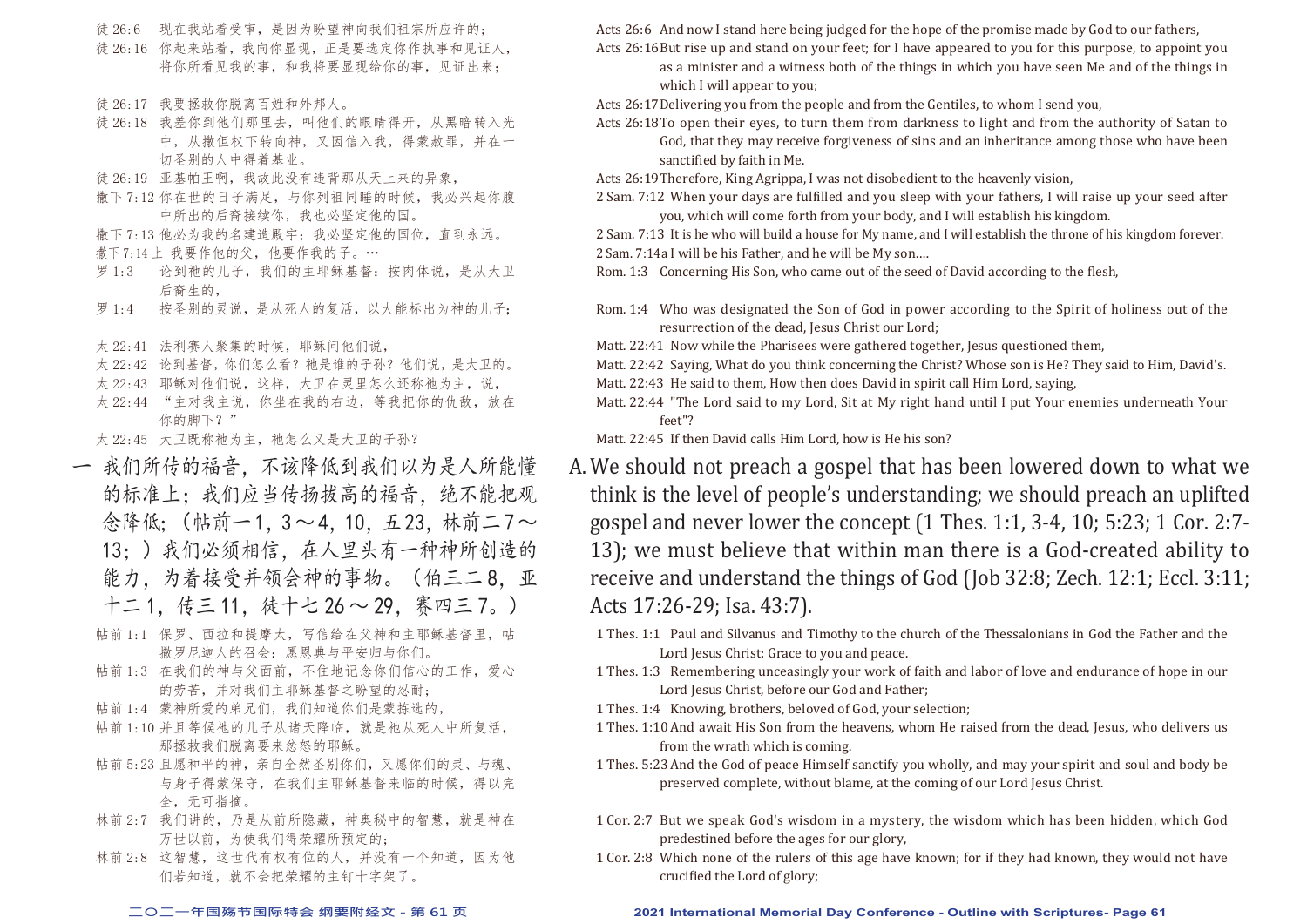徒 26:6　现在我站着受审，是因为盼望神向我们祖宗所应许的；

徒 26:16　你起来站着，我向你显现，正是要选定你作执事和见证人，将你所看见我的事，和我将要显现给你的事，见证出来；

徒 26:17　我要拯救你脱离百姓和外邦人。

徒 26:18　我差你到他们那里去，叫他们的眼睛得开，从黑暗转入光中，从撒但权下转向神，又因信入我，得蒙赦罪，并在一切圣别的人中得着基业。

徒 26:19　亚基帕王啊，我故此没有违背那从天上来的异象，

撒下 7:12　你在世的日子满足，与你列祖同睡的时候，我必兴起你腹中所出的后裔接续你，我也必坚定他的国。

撒下 7:13　他必为我的名建造殿宇；我必坚定他的国位，直到永远。

撒下 7:14 上　我要作他的父，他要作我的子。…

罗 1:3　论到祂的儿子，我们的主耶稣基督：按肉体说，是从大卫后裔生的，

罗 1:4　按圣别的灵说，是从死人的复活，以大能标出为神的儿子；

太 22:41　法利赛人聚集的时候，耶稣问他们说，

太 22:42　论到基督，你们怎么看？祂是谁的子孙？他们说，是大卫的。

太 22:43　耶稣对他们说，这样，大卫在灵里怎么还称祂为主，说，

太 22:44　“主对我主说，你坐在我的右边，等我把你的仇敌，放在你的脚下？”

太 22:45　大卫既称祂为主，祂怎么又是大卫的子孙？

Acts 26:6　And now I stand here being judged for the hope of the promise made by God to our fathers,

Acts 26:16　But rise up and stand on your feet; for I have appeared to you for this purpose, to appoint you as a minister and a witness both of the things in which you have seen Me and of the things in which I will appear to you;

Acts 26:17　Delivering you from the people and from the Gentiles, to whom I send you,

Acts 26:18　To open their eyes, to turn them from darkness to light and from the authority of Satan to God, that they may receive forgiveness of sins and an inheritance among those who have been sanctified by faith in Me.

Acts 26:19　Therefore, King Agrippa, I was not disobedient to the heavenly vision,

2 Sam. 7:12　When your days are fulfilled and you sleep with your fathers, I will raise up your seed after you, which will come forth from your body, and I will establish his kingdom.

2 Sam. 7:13　It is he who will build a house for My name, and I will establish the throne of his kingdom forever.

2 Sam. 7:14a　I will be his Father, and he will be My son....

Rom. 1:3　Concerning His Son, who came out of the seed of David according to the flesh,

Rom. 1:4　Who was designated the Son of God in power according to the Spirit of holiness out of the resurrection of the dead, Jesus Christ our Lord;

Matt. 22:41　Now while the Pharisees were gathered together, Jesus questioned them,

Matt. 22:42　Saying, What do you think concerning the Christ? Whose son is He? They said to Him, David's.

Matt. 22:43　He said to them, How then does David in spirit call Him Lord, saying,

Matt. 22:44　"The Lord said to my Lord, Sit at My right hand until I put Your enemies underneath Your feet"?

Matt. 22:45　If then David calls Him Lord, how is He his son?

## 一　我们所传的福音，不该降低到我们以为是人所能懂的标准上；我们应当传扬拔高的福音，绝不能把观念降低；（帖前一1，3～4，10，五23，林前二7～13；）我们必须相信，在人里头有一种神所创造的能力，为着接受并领会神的事物。（伯三二8，亚十二1，传三11，徒十七26～29，赛四三7。）

## A. We should not preach a gospel that has been lowered down to what we think is the level of people's understanding; we should preach an uplifted gospel and never lower the concept (1 Thes. 1:1, 3-4, 10; 5:23; 1 Cor. 2:7-13); we must believe that within man there is a God-created ability to receive and understand the things of God (Job 32:8; Zech. 12:1; Eccl. 3:11; Acts 17:26-29; Isa. 43:7).

帖前 1:1　保罗、西拉和提摩太，写信给在父神和主耶稣基督里，帖撒罗尼迦人的召会：愿恩典与平安归与你们。

帖前 1:3　在我们的神与父面前，不住地记念你们信心的工作，爱心的劳苦，并对我们主耶稣基督之盼望的忍耐；

帖前 1:4　蒙神所爱的弟兄们，我们知道你们是蒙拣选的，

帖前 1:10　并且等候祂的儿子从诸天降临，就是祂从死人中所复活，那拯救我们脱离要来忿怒的耶稣。

帖前 5:23　且愿和平的神，亲自全然圣别你们，又愿你们的灵、与魂、与身子得蒙保守，在我们主耶稣基督来临的时候，得以完全，无可指摘。

林前 2:7　我们讲的，乃是从前所隐藏，神奥秘中的智慧，就是神在万世以前，为使我们得荣耀所预定的；

林前 2:8　这智慧，这世代有权有位的人，并没有一个知道，因为他们若知道，就不会把荣耀的主钉十字架了。

1 Thes. 1:1　Paul and Silvanus and Timothy to the church of the Thessalonians in God the Father and the Lord Jesus Christ: Grace to you and peace.

1 Thes. 1:3　Remembering unceasingly your work of faith and labor of love and endurance of hope in our Lord Jesus Christ, before our God and Father;

1 Thes. 1:4　Knowing, brothers, beloved of God, your selection;

1 Thes. 1:10　And await His Son from the heavens, whom He raised from the dead, Jesus, who delivers us from the wrath which is coming.

1 Thes. 5:23　And the God of peace Himself sanctify you wholly, and may your spirit and soul and body be preserved complete, without blame, at the coming of our Lord Jesus Christ.

1 Cor. 2:7　But we speak God's wisdom in a mystery, the wisdom which has been hidden, which God predestined before the ages for our glory,

1 Cor. 2:8　Which none of the rulers of this age have known; for if they had known, they would not have crucified the Lord of glory;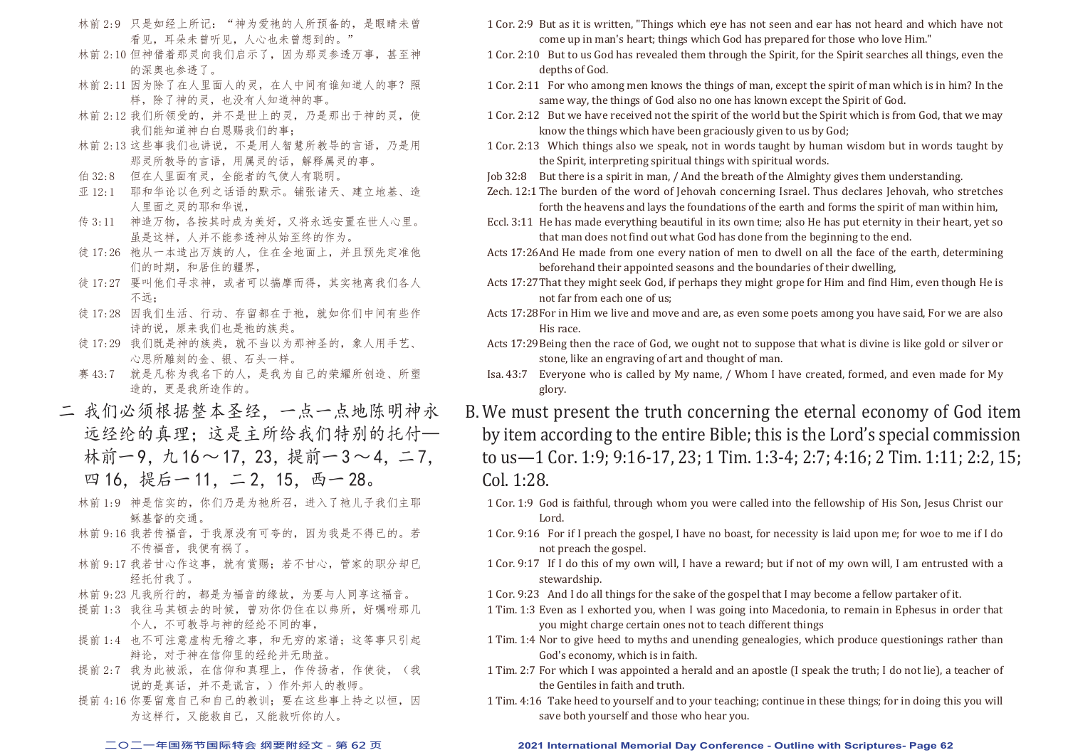林前 2:9 只是如经上所记："神为爱祂的人所预备的，是眼睛未曾看见，耳朵未曾听见，人心也未曾想到的。"

林前 2:10 但神借着那灵向我们启示了，因为那灵参透万事，甚至神的深奥也参透了。

林前 2:11 因为除了在人里面人的灵，在人中间有谁知道人的事？照样，除了神的灵，也没有人知道神的事。

林前 2:12 我们所领受的，并不是世上的灵，乃是那出于神的灵，使我们能知道神白白恩赐我们的事；

林前 2:13 这些事我们也讲说，不是用人智慧所教导的言语，乃是用那灵所教导的言语，用属灵的话，解释属灵的事。

伯 32:8 但在人里面有灵，全能者的气使人有聪明。

亚 12:1 耶和华论以色列之话语的默示。铺张诸天、建立地基、造人里面之灵的耶和华说，

传 3:11 神造万物，各按其时成为美好，又将永远安置在世人心里。虽是这样，人并不能参透神从始至终的作为。

徒 17:26 祂从一本造出万族的人，住在全地面上，并且预先定准他们的时期，和居住的疆界，

徒 17:27 要叫他们寻求神，或者可以揣摩而得，其实祂离我们各人不远；

徒 17:28 因我们生活、行动、存留都在于祂，就如你们中间有些作诗的说，原来我们也是祂的族类。

徒 17:29 我们既是神的族类，就不当以为那神圣的，象人用手艺、心思所雕刻的金、银、石头一样。

赛 43:7 就是凡称为我名下的人，是我为自己的荣耀所创造、所塑造的，更是我所造作的。

1 Cor. 2:9 But as it is written, "Things which eye has not seen and ear has not heard and which have not come up in man's heart; things which God has prepared for those who love Him."

1 Cor. 2:10 But to us God has revealed them through the Spirit, for the Spirit searches all things, even the depths of God.

1 Cor. 2:11 For who among men knows the things of man, except the spirit of man which is in him? In the same way, the things of God also no one has known except the Spirit of God.

1 Cor. 2:12 But we have received not the spirit of the world but the Spirit which is from God, that we may know the things which have been graciously given to us by God;

1 Cor. 2:13 Which things also we speak, not in words taught by human wisdom but in words taught by the Spirit, interpreting spiritual things with spiritual words.

Job 32:8 But there is a spirit in man, / And the breath of the Almighty gives them understanding.

Zech. 12:1 The burden of the word of Jehovah concerning Israel. Thus declares Jehovah, who stretches forth the heavens and lays the foundations of the earth and forms the spirit of man within him,

Eccl. 3:11 He has made everything beautiful in its own time; also He has put eternity in their heart, yet so that man does not find out what God has done from the beginning to the end.

Acts 17:26 And He made from one every nation of men to dwell on all the face of the earth, determining beforehand their appointed seasons and the boundaries of their dwelling,

Acts 17:27 That they might seek God, if perhaps they might grope for Him and find Him, even though He is not far from each one of us;

Acts 17:28 For in Him we live and move and are, as even some poets among you have said, For we are also His race.

Acts 17:29 Being then the race of God, we ought not to suppose that what is divine is like gold or silver or stone, like an engraving of art and thought of man.

Isa. 43:7 Everyone who is called by My name, / Whom I have created, formed, and even made for My glory.

## 二 我们必须根据整本圣经，一点一点地陈明神永远经纶的真理；这是主所给我们特别的托付——林前一9，九16～17，23，提前一3～4，二7，四16，提后一11，二2，15，西一28。

## B. We must present the truth concerning the eternal economy of God item by item according to the entire Bible; this is the Lord's special commission to us—1 Cor. 1:9; 9:16-17, 23; 1 Tim. 1:3-4; 2:7; 4:16; 2 Tim. 1:11; 2:2, 15; Col. 1:28.

林前 1:9 神是信实的，你们乃是为祂所召，进入了祂儿子我们主耶稣基督的交通。

林前 9:16 我若传福音，于我原没有可夸的，因为我是不得已的。若不传福音，我便有祸了。

林前 9:17 我若甘心作这事，就有赏赐；若不甘心，管家的职分却已经托付我了。

林前 9:23 凡我所行的，都是为福音的缘故，为要与人同享这福音。

提前 1:3 我往马其顿去的时候，曾劝你仍住在以弗所，好嘱咐那几个人，不可教导与神的经纶不同的事，

提前 1:4 也不可注意虚构无稽之事，和无穷的家谱；这等事只引起辩论，对于神在信仰里的经纶并无助益。

提前 2:7 我为此被派，在信仰和真理上，作传扬者，作使徒，（我说的是真话，并不是谎言，）作外邦人的教师。

提前 4:16 你要留意自己和自己的教训；要在这些事上持之以恒，因为这样行，又能救自己，又能救听你的人。

1 Cor. 1:9 God is faithful, through whom you were called into the fellowship of His Son, Jesus Christ our Lord.

1 Cor. 9:16 For if I preach the gospel, I have no boast, for necessity is laid upon me; for woe to me if I do not preach the gospel.

1 Cor. 9:17 If I do this of my own will, I have a reward; but if not of my own will, I am entrusted with a stewardship.

1 Cor. 9:23 And I do all things for the sake of the gospel that I may become a fellow partaker of it.

1 Tim. 1:3 Even as I exhorted you, when I was going into Macedonia, to remain in Ephesus in order that you might charge certain ones not to teach different things

1 Tim. 1:4 Nor to give heed to myths and unending genealogies, which produce questionings rather than God's economy, which is in faith.

1 Tim. 2:7 For which I was appointed a herald and an apostle (I speak the truth; I do not lie), a teacher of the Gentiles in faith and truth.

1 Tim. 4:16 Take heed to yourself and to your teaching; continue in these things; for in doing this you will save both yourself and those who hear you.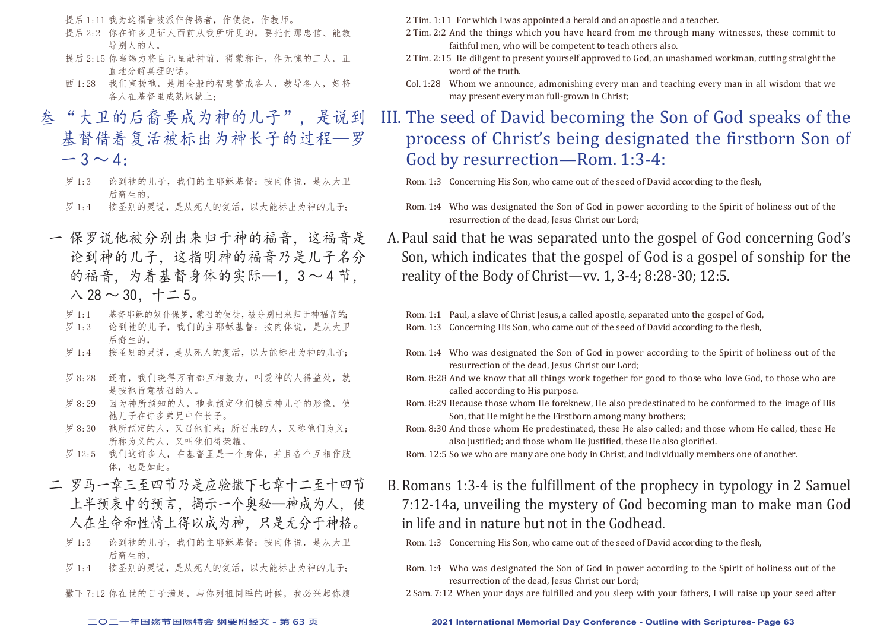提后 1:11 我为这福音被派作传扬者，作使徒，作教师。

提后 2:2 你在许多见证人面前从我所听见的，要托付那忠信、能教导别人的人。

提后 2:15 你当竭力将自己呈献神前，得蒙称许，作无愧的工人，正直地分解真理的话。

西 1:28 我们宣扬祂，是用全般的智慧警戒各人，教导各人，好将各人在基督里成熟地献上；

## 叁 “大卫的后裔要成为神的儿子”，是说到基督借着复活被标出为神长子的过程—罗一3～4：

罗 1:3 论到祂的儿子，我们的主耶稣基督：按肉体说，是从大卫后裔生的，

罗 1:4 按圣别的灵说，是从死人的复活，以大能标出为神的儿子；

### 一 保罗说他被分别出来归于神的福音，这福音是论到神的儿子，这指明神的福音乃是儿子名分的福音，为着基督身体的实际—1，3～4节，八28～30，十二5。

罗 1:1 基督耶稣的奴仆保罗，蒙召的使徒，被分别出来归于神福音的，

罗 1:3 论到祂的儿子，我们的主耶稣基督：按肉体说，是从大卫后裔生的，

罗 1:4 按圣别的灵说，是从死人的复活，以大能标出为神的儿子；

罗 8:28 还有，我们晓得万有都互相效力，叫爱神的人得益处，就是按祂旨意被召的人。

罗 8:29 因为神所预知的人，祂也预定他们模成神儿子的形像，使祂儿子在许多弟兄中作长子。

罗 8:30 祂所预定的人，又召他们来；所召来的人，又称他们为义；所称为义的人，又叫他们得荣耀。

罗 12:5 我们这许多人，在基督里是一个身体，并且各个互相作肢体，也是如此。

### 二 罗马一章三至四节乃是应验撒下七章十二至十四节上半预表中的预言，揭示一个奥秘—神成为人，使人在生命和性情上得以成为神，只是无分于神格。

罗 1:3 论到祂的儿子，我们的主耶稣基督：按肉体说，是从大卫后裔生的，

罗 1:4 按圣别的灵说，是从死人的复活，以大能标出为神的儿子；

撒下 7:12 你在世的日子满足，与你列祖同睡的时候，我必兴起你腹

---

2 Tim. 1:11 For which I was appointed a herald and an apostle and a teacher.

2 Tim. 2:2 And the things which you have heard from me through many witnesses, these commit to faithful men, who will be competent to teach others also.

2 Tim. 2:15 Be diligent to present yourself approved to God, an unashamed workman, cutting straight the word of the truth.

Col. 1:28 Whom we announce, admonishing every man and teaching every man in all wisdom that we may present every man full-grown in Christ;

## III. The seed of David becoming the Son of God speaks of the process of Christ's being designated the firstborn Son of God by resurrection—Rom. 1:3-4:

Rom. 1:3 Concerning His Son, who came out of the seed of David according to the flesh,

Rom. 1:4 Who was designated the Son of God in power according to the Spirit of holiness out of the resurrection of the dead, Jesus Christ our Lord;

### A. Paul said that he was separated unto the gospel of God concerning God's Son, which indicates that the gospel of God is a gospel of sonship for the reality of the Body of Christ—vv. 1, 3-4; 8:28-30; 12:5.

Rom. 1:1 Paul, a slave of Christ Jesus, a called apostle, separated unto the gospel of God,

Rom. 1:3 Concerning His Son, who came out of the seed of David according to the flesh,

Rom. 1:4 Who was designated the Son of God in power according to the Spirit of holiness out of the resurrection of the dead, Jesus Christ our Lord;

Rom. 8:28 And we know that all things work together for good to those who love God, to those who are called according to His purpose.

Rom. 8:29 Because those whom He foreknew, He also predestinated to be conformed to the image of His Son, that He might be the Firstborn among many brothers;

Rom. 8:30 And those whom He predestinated, these He also called; and those whom He called, these He also justified; and those whom He justified, these He also glorified.

Rom. 12:5 So we who are many are one body in Christ, and individually members one of another.

### B. Romans 1:3-4 is the fulfillment of the prophecy in typology in 2 Samuel 7:12-14a, unveiling the mystery of God becoming man to make man God in life and in nature but not in the Godhead.

Rom. 1:3 Concerning His Son, who came out of the seed of David according to the flesh,

Rom. 1:4 Who was designated the Son of God in power according to the Spirit of holiness out of the resurrection of the dead, Jesus Christ our Lord;

2 Sam. 7:12 When your days are fulfilled and you sleep with your fathers, I will raise up your seed after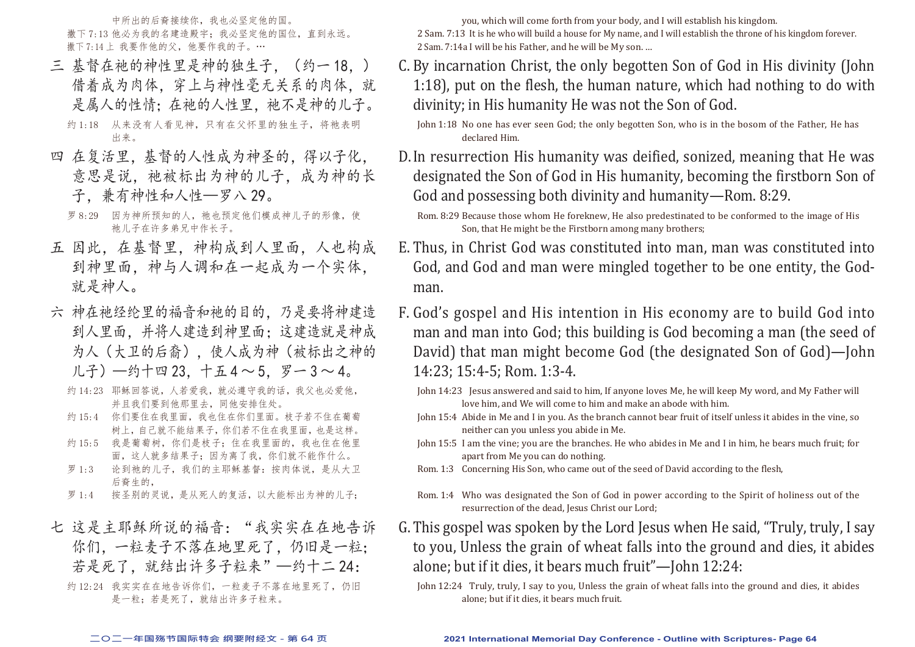中所出的后裔接续你，我也必坚定他的国。

撒下 7:13 他必为我的名建造殿宇；我必坚定他的国位，直到永远。

撒下 7:14 上 我要作他的父，他要作我的子。…

三 基督在祂的神性里是神的独生子，（约一 18，）借着成为肉体，穿上与神性毫无关系的肉体，就是属人的性情；在祂的人性里，祂不是神的儿子。

约 1:18 从来没有人看见神，只有在父怀里的独生子，将祂表明出来。

四 在复活里，基督的人性成为神圣的，得以子化，意思是说，祂被标出为神的儿子，成为神的长子，兼有神性和人性—罗八 29。

罗 8:29 因为神所预知的人，祂也预定他们模成神儿子的形像，使祂儿子在许多弟兄中作长子。

五 因此，在基督里，神构成到人里面，人也构成到神里面，神与人调和在一起成为一个实体，就是神人。

六 神在祂经纶里的福音和祂的目的，乃是要将神建造到人里面，并将人建造到神里面；这建造就是神成为人（大卫的后裔），使人成为神（被标出之神的儿子）—约十四 23，十五 4～5，罗一 3～4。

约 14:23 耶稣回答说，人若爱我，就必遵守我的话，我父也必爱他，并且我们要到他那里去，同他安排住处。

约 15:4 你们要住在我里面，我也住在你们里面。枝子若不住在葡萄树上，自己就不能结果子，你们若不住在我里面，也是这样。

约 15:5 我是葡萄树，你们是枝子；住在我里面的，我也住在他里面，这人就多结果子；因为离了我，你们就不能作什么。

罗 1:3 论到祂的儿子，我们的主耶稣基督：按肉体说，是从大卫后裔生的，

罗 1:4 按圣别的灵说，是从死人的复活，以大能标出为神的儿子；

七 这是主耶稣所说的福音：“我实实在在地告诉你们，一粒麦子不落在地里死了，仍旧是一粒；若是死了，就结出许多子粒来”—约十二 24：

约 12:24 我实实在在地告诉你们，一粒麦子不落在地里死了，仍旧是一粒；若是死了，就结出许多子粒来。

you, which will come forth from your body, and I will establish his kingdom.

2 Sam. 7:13 It is he who will build a house for My name, and I will establish the throne of his kingdom forever.

2 Sam. 7:14a I will be his Father, and he will be My son. …

C. By incarnation Christ, the only begotten Son of God in His divinity (John 1:18), put on the flesh, the human nature, which had nothing to do with divinity; in His humanity He was not the Son of God.

John 1:18 No one has ever seen God; the only begotten Son, who is in the bosom of the Father, He has declared Him.

D. In resurrection His humanity was deified, sonized, meaning that He was designated the Son of God in His humanity, becoming the firstborn Son of God and possessing both divinity and humanity—Rom. 8:29.

Rom. 8:29 Because those whom He foreknew, He also predestinated to be conformed to the image of His Son, that He might be the Firstborn among many brothers;

E. Thus, in Christ God was constituted into man, man was constituted into God, and God and man were mingled together to be one entity, the God-man.

F. God's gospel and His intention in His economy are to build God into man and man into God; this building is God becoming a man (the seed of David) that man might become God (the designated Son of God)—John 14:23; 15:4-5; Rom. 1:3-4.

John 14:23 Jesus answered and said to him, If anyone loves Me, he will keep My word, and My Father will love him, and We will come to him and make an abode with him.

John 15:4 Abide in Me and I in you. As the branch cannot bear fruit of itself unless it abides in the vine, so neither can you unless you abide in Me.

John 15:5 I am the vine; you are the branches. He who abides in Me and I in him, he bears much fruit; for apart from Me you can do nothing.

Rom. 1:3 Concerning His Son, who came out of the seed of David according to the flesh,

Rom. 1:4 Who was designated the Son of God in power according to the Spirit of holiness out of the resurrection of the dead, Jesus Christ our Lord;

G. This gospel was spoken by the Lord Jesus when He said, "Truly, truly, I say to you, Unless the grain of wheat falls into the ground and dies, it abides alone; but if it dies, it bears much fruit"—John 12:24:

John 12:24 Truly, truly, I say to you, Unless the grain of wheat falls into the ground and dies, it abides alone; but if it dies, it bears much fruit.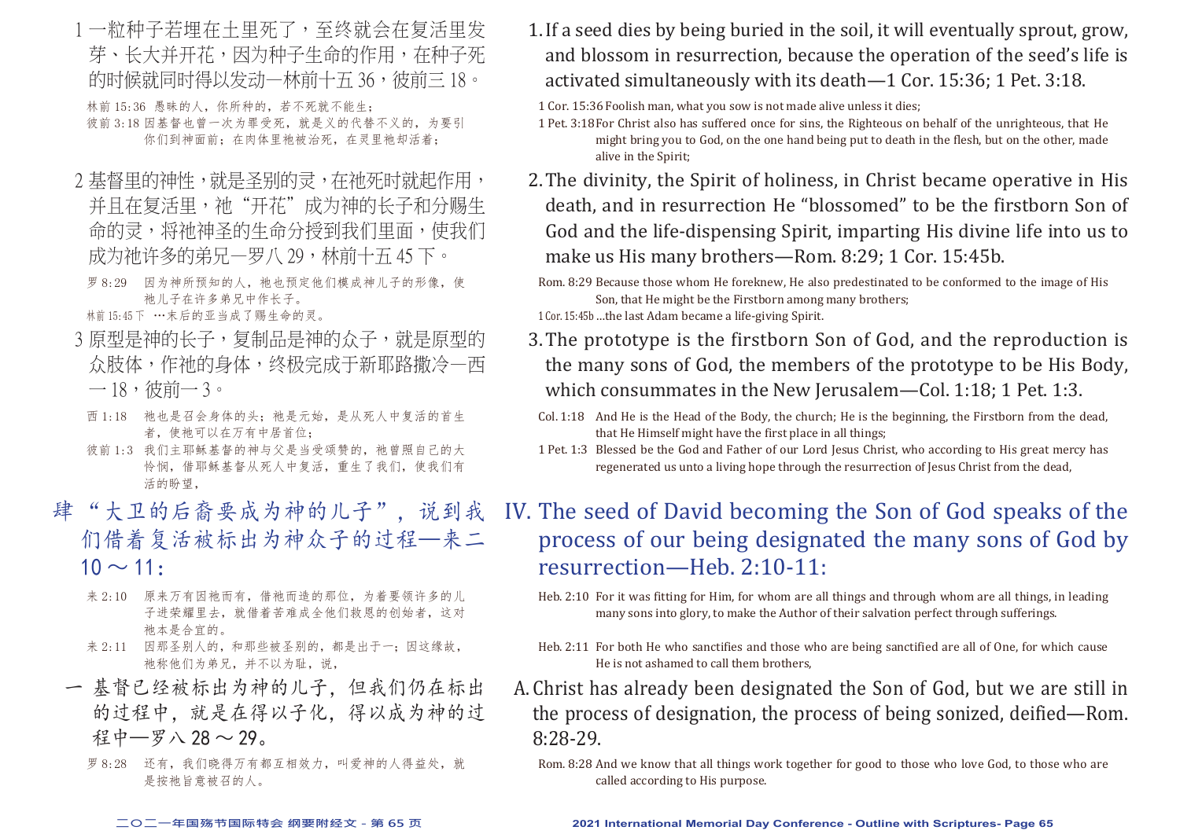1 一粒种子若埋在土里死了，至终就会在复活里发芽、长大并开花，因为种子生命的作用，在种子死的时候就同时得以发动—林前十五36，彼前三18。

林前15:36 愚昧的人，你所种的，若不死就不能生；
彼前3:18 因基督也曾一次为罪受死，就是义的代替不义的，为要引你们到神面前；在肉体里祂被治死，在灵里祂却活着；

2 基督里的神性，就是圣别的灵，在祂死时就起作用，并且在复活里，祂"开花"成为神的长子和分赐生命的灵，将祂神圣的生命分授到我们里面，使我们成为祂许多的弟兄—罗八29，林前十五45下。

罗8:29 因为神所预知的人，祂也预定他们模成神儿子的形像，使祂儿子在许多弟兄中作长子。
林前15:45下 …末后的亚当成了赐生命的灵。

3 原型是神的长子，复制品是神的众子，就是原型的众肢体，作祂的身体，终极完成于新耶路撒冷—西一18，彼前一3。

西1:18 祂也是召会身体的头；祂是元始，是从死人中复活的首生者，使祂可以在万有中居首位；
彼前1:3 我们主耶稣基督的神与父是当受颂赞的，祂曾照自己的大怜悯，借耶稣基督从死人中复活，重生了我们，使我们有活的盼望，

## 肆 "大卫的后裔要成为神的儿子"，说到我们借着复活被标出为神众子的过程—来二10～11：

来2:10 原来万有因祂而有，借祂而造的那位，为着要领许多的儿子进荣耀里去，就借着苦难成全他们救恩的创始者，这对祂本是合宜的。
来2:11 因那圣别人的，和那些被圣别的，都是出于一；因这缘故，祂称他们为弟兄，并不以为耻，说，

一 基督已经被标出为神的儿子，但我们仍在标出的过程中，就是在得以子化，得以成为神的过程中—罗八28～29。

罗8:28 还有，我们晓得万有都互相效力，叫爱神的人得益处，就是按祂旨意被召的人。

1. If a seed dies by being buried in the soil, it will eventually sprout, grow, and blossom in resurrection, because the operation of the seed's life is activated simultaneously with its death—1 Cor. 15:36; 1 Pet. 3:18.

1 Cor. 15:36 Foolish man, what you sow is not made alive unless it dies;
1 Pet. 3:18 For Christ also has suffered once for sins, the Righteous on behalf of the unrighteous, that He might bring you to God, on the one hand being put to death in the flesh, but on the other, made alive in the Spirit;

2. The divinity, the Spirit of holiness, in Christ became operative in His death, and in resurrection He "blossomed" to be the firstborn Son of God and the life-dispensing Spirit, imparting His divine life into us to make us His many brothers—Rom. 8:29; 1 Cor. 15:45b.

Rom. 8:29 Because those whom He foreknew, He also predestinated to be conformed to the image of His Son, that He might be the Firstborn among many brothers;
1 Cor. 15:45b ...the last Adam became a life-giving Spirit.

3. The prototype is the firstborn Son of God, and the reproduction is the many sons of God, the members of the prototype to be His Body, which consummates in the New Jerusalem—Col. 1:18; 1 Pet. 1:3.

Col. 1:18 And He is the Head of the Body, the church; He is the beginning, the Firstborn from the dead, that He Himself might have the first place in all things;
1 Pet. 1:3 Blessed be the God and Father of our Lord Jesus Christ, who according to His great mercy has regenerated us unto a living hope through the resurrection of Jesus Christ from the dead,

## IV. The seed of David becoming the Son of God speaks of the process of our being designated the many sons of God by resurrection—Heb. 2:10-11:

Heb. 2:10 For it was fitting for Him, for whom are all things and through whom are all things, in leading many sons into glory, to make the Author of their salvation perfect through sufferings.
Heb. 2:11 For both He who sanctifies and those who are being sanctified are all of One, for which cause He is not ashamed to call them brothers,

A. Christ has already been designated the Son of God, but we are still in the process of designation, the process of being sonized, deified—Rom. 8:28-29.

Rom. 8:28 And we know that all things work together for good to those who love God, to those who are called according to His purpose.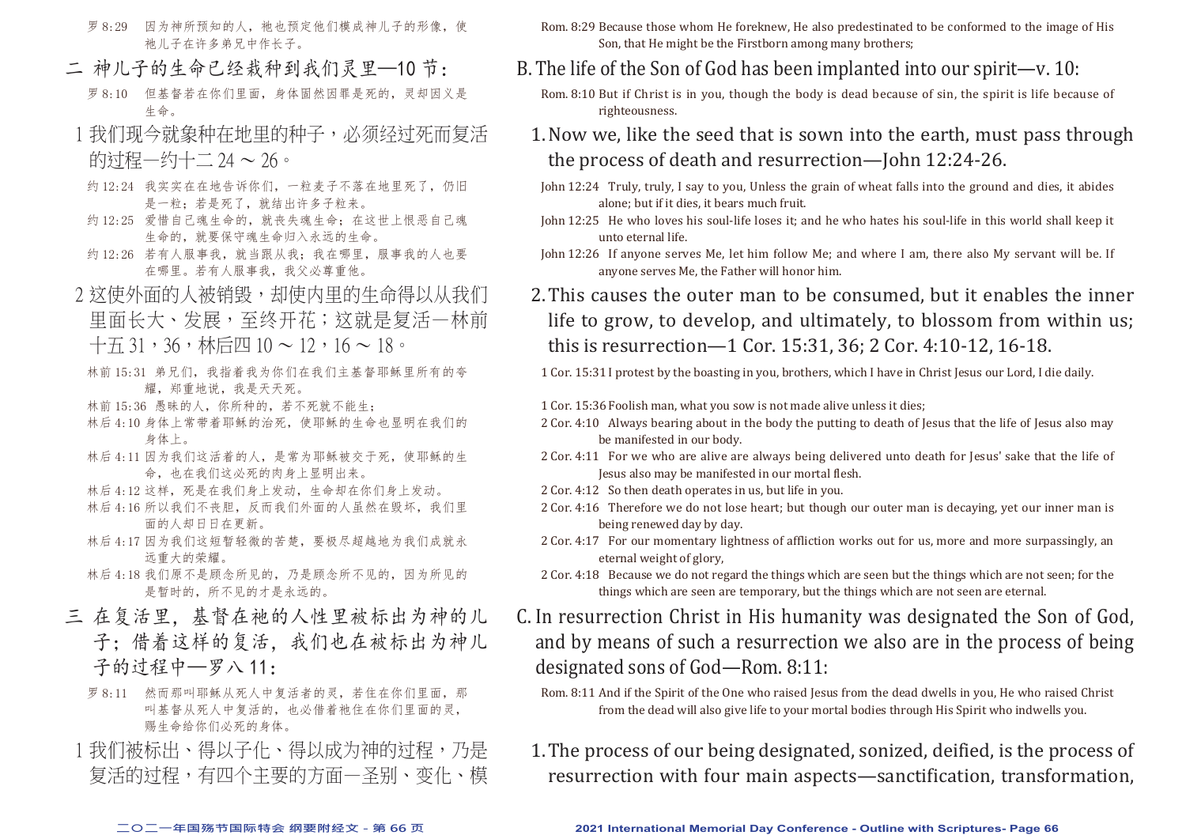罗 8:29　因为神所预知的人，祂也预定他们模成神儿子的形像，使祂儿子在许多弟兄中作长子。

## 二 神儿子的生命已经栽种到我们灵里—10 节：

罗 8:10　但基督若在你们里面，身体固然因罪是死的，灵却因义是生命。

1 我们现今就象种在地里的种子，必须经过死而复活的过程—约十二 24 ～ 26。

约 12:24　我实实在在地告诉你们，一粒麦子不落在地里死了，仍旧是一粒；若是死了，就结出许多子粒来。

约 12:25　爱惜自己魂生命的，就丧失魂生命；在这世上恨恶自己魂生命的，就要保守魂生命归入永远的生命。

约 12:26　若有人服事我，就当跟从我；我在哪里，服事我的人也要在哪里。若有人服事我，我父必尊重他。

2 这使外面的人被销毁，却使内里的生命得以从我们里面长大、发展，至终开花；这就是复活—林前十五 31，36，林后四 10 ～ 12，16 ～ 18。

林前 15:31　弟兄们，我指着我为你们在我们主基督耶稣里所有的夸耀，郑重地说，我是天天死。

林前 15:36　愚昧的人，你所种的，若不死就不能生；

林后 4:10　身体上常带着耶稣的治死，使耶稣的生命也显明在我们的身体上。

林后 4:11　因为我们这活着的人，是常为耶稣被交于死，使耶稣的生命，也在我们这必死的肉身上显明出来。

林后 4:12　这样，死是在我们身上发动，生命却在你们身上发动。

林后 4:16　所以我们不丧胆，反而我们外面的人虽然在毁坏，我们里面的人却日日在更新。

林后 4:17　因为我们这短暂轻微的苦楚，要极尽超越地为我们成就永远重大的荣耀。

林后 4:18　我们原不是顾念所见的，乃是顾念所不见的，因为所见的是暂时的，所不见的才是永远的。

## 三 在复活里，基督在祂的人性里被标出为神的儿子；借着这样的复活，我们也在被标出为神儿子的过程中—罗八 11：

罗 8:11　然而那叫耶稣从死人中复活者的灵，若住在你们里面，那叫基督从死人中复活的，也必借着祂住在你们里面的灵，赐生命给你们必死的身体。

1 我们被标出、得以子化、得以成为神的过程，乃是复活的过程，有四个主要的方面—圣别、变化、模

Rom. 8:29 Because those whom He foreknew, He also predestinated to be conformed to the image of His Son, that He might be the Firstborn among many brothers;

## B. The life of the Son of God has been implanted into our spirit—v. 10:

Rom. 8:10 But if Christ is in you, though the body is dead because of sin, the spirit is life because of righteousness.

1. Now we, like the seed that is sown into the earth, must pass through the process of death and resurrection—John 12:24-26.

John 12:24　Truly, truly, I say to you, Unless the grain of wheat falls into the ground and dies, it abides alone; but if it dies, it bears much fruit.

John 12:25　He who loves his soul-life loses it; and he who hates his soul-life in this world shall keep it unto eternal life.

John 12:26　If anyone serves Me, let him follow Me; and where I am, there also My servant will be. If anyone serves Me, the Father will honor him.

2. This causes the outer man to be consumed, but it enables the inner life to grow, to develop, and ultimately, to blossom from within us; this is resurrection—1 Cor. 15:31, 36; 2 Cor. 4:10-12, 16-18.

1 Cor. 15:31 I protest by the boasting in you, brothers, which I have in Christ Jesus our Lord, I die daily.

1 Cor. 15:36 Foolish man, what you sow is not made alive unless it dies;

2 Cor. 4:10　Always bearing about in the body the putting to death of Jesus that the life of Jesus also may be manifested in our body.

2 Cor. 4:11　For we who are alive are always being delivered unto death for Jesus' sake that the life of Jesus also may be manifested in our mortal flesh.

2 Cor. 4:12　So then death operates in us, but life in you.

2 Cor. 4:16　Therefore we do not lose heart; but though our outer man is decaying, yet our inner man is being renewed day by day.

2 Cor. 4:17　For our momentary lightness of affliction works out for us, more and more surpassingly, an eternal weight of glory,

2 Cor. 4:18　Because we do not regard the things which are seen but the things which are not seen; for the things which are seen are temporary, but the things which are not seen are eternal.

## C. In resurrection Christ in His humanity was designated the Son of God, and by means of such a resurrection we also are in the process of being designated sons of God—Rom. 8:11:

Rom. 8:11 And if the Spirit of the One who raised Jesus from the dead dwells in you, He who raised Christ from the dead will also give life to your mortal bodies through His Spirit who indwells you.

1. The process of our being designated, sonized, deified, is the process of resurrection with four main aspects—sanctification, transformation,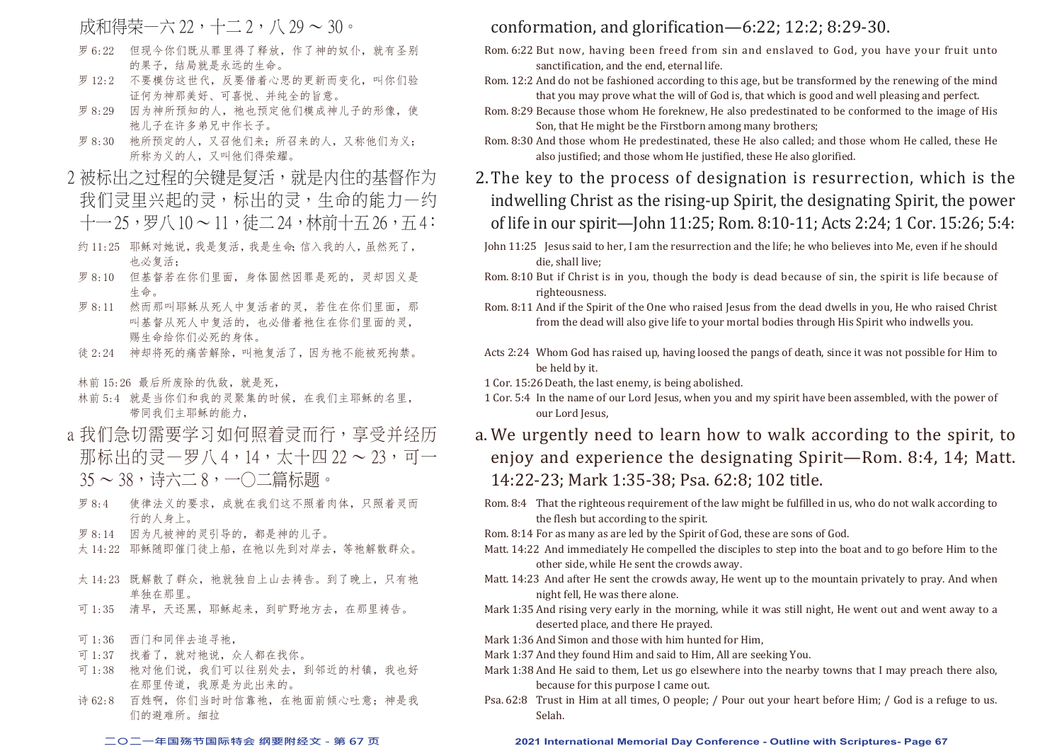成和得荣—六22，十二2，八29～30。

罗6:22　但现今你们既从罪里得了释放，作了神的奴仆，就有圣别的果子，结局就是永远的生命。

罗12:2　不要模仿这世代，反要借着心思的更新而变化，叫你们验证何为神那美好、可喜悦、并纯全的旨意。

罗8:29　因为神所预知的人，祂也预定他们模成神儿子的形像，使祂儿子在许多弟兄中作长子。

罗8:30　祂所预定的人，又召他们来；所召来的人，又称他们为义；所称为义的人，又叫他们得荣耀。

## 2 被标出之过程的关键是复活，就是内住的基督作为我们灵里兴起的灵，标出的灵，生命的能力—约十一25，罗八10～11，徒二24，林前十五26，五4：

约11:25　耶稣对她说，我是复活，我是生命；信入我的人，虽然死了，也必复活；

罗8:10　但基督若在你们里面，身体固然因罪是死的，灵却因义是生命。

罗8:11　然而那叫耶稣从死人中复活者的灵，若住在你们里面，那叫基督从死人中复活的，也必借着祂住在你们里面的灵，赐生命给你们必死的身体。

徒2:24　神却将死的痛苦解除，叫祂复活了，因为祂不能被死拘禁。

林前15:26　最后所废除的仇敌，就是死，

林前5:4　就是当你们和我的灵聚集的时候，在我们主耶稣的名里，带同我们主耶稣的能力，

### a 我们急切需要学习如何照着灵而行，享受并经历那标出的灵—罗八4，14，太十四22～23，可一35～38，诗六二8，一〇二篇标题。

罗8:4　使律法义的要求，成就在我们这不照着肉体，只照着灵而行的人身上。

罗8:14　因为凡被神的灵引导的，都是神的儿子。

太14:22　耶稣随即催门徒上船，在祂以先到对岸去，等祂解散群众。

太14:23　既解散了群众，祂就独自上山去祷告。到了晚上，只有祂单独在那里。

可1:35　清早，天还黑，耶稣起来，到旷野地方去，在那里祷告。

可1:36　西门和同伴去追寻祂，

可1:37　找着了，就对祂说，众人都在找你。

可1:38　祂对他们说，我们可以往别处去，到邻近的村镇，我也好在那里传道，我原是为此出来的。

诗62:8　百姓啊，你们当时时信靠祂，在祂面前倾心吐意；神是我们的避难所。细拉

conformation, and glorification—6:22; 12:2; 8:29-30.

Rom. 6:22 But now, having been freed from sin and enslaved to God, you have your fruit unto sanctification, and the end, eternal life.

Rom. 12:2 And do not be fashioned according to this age, but be transformed by the renewing of the mind that you may prove what the will of God is, that which is good and well pleasing and perfect.

Rom. 8:29 Because those whom He foreknew, He also predestinated to be conformed to the image of His Son, that He might be the Firstborn among many brothers;

Rom. 8:30 And those whom He predestinated, these He also called; and those whom He called, these He also justified; and those whom He justified, these He also glorified.

## 2. The key to the process of designation is resurrection, which is the indwelling Christ as the rising-up Spirit, the designating Spirit, the power of life in our spirit—John 11:25; Rom. 8:10-11; Acts 2:24; 1 Cor. 15:26; 5:4:

John 11:25 Jesus said to her, I am the resurrection and the life; he who believes into Me, even if he should die, shall live;

Rom. 8:10 But if Christ is in you, though the body is dead because of sin, the spirit is life because of righteousness.

Rom. 8:11 And if the Spirit of the One who raised Jesus from the dead dwells in you, He who raised Christ from the dead will also give life to your mortal bodies through His Spirit who indwells you.

Acts 2:24 Whom God has raised up, having loosed the pangs of death, since it was not possible for Him to be held by it.

1 Cor. 15:26 Death, the last enemy, is being abolished.

1 Cor. 5:4 In the name of our Lord Jesus, when you and my spirit have been assembled, with the power of our Lord Jesus,

### a. We urgently need to learn how to walk according to the spirit, to enjoy and experience the designating Spirit—Rom. 8:4, 14; Matt. 14:22-23; Mark 1:35-38; Psa. 62:8; 102 title.

Rom. 8:4 That the righteous requirement of the law might be fulfilled in us, who do not walk according to the flesh but according to the spirit.

Rom. 8:14 For as many as are led by the Spirit of God, these are sons of God.

Matt. 14:22 And immediately He compelled the disciples to step into the boat and to go before Him to the other side, while He sent the crowds away.

Matt. 14:23 And after He sent the crowds away, He went up to the mountain privately to pray. And when night fell, He was there alone.

Mark 1:35 And rising very early in the morning, while it was still night, He went out and went away to a deserted place, and there He prayed.

Mark 1:36 And Simon and those with him hunted for Him,

Mark 1:37 And they found Him and said to Him, All are seeking You.

Mark 1:38 And He said to them, Let us go elsewhere into the nearby towns that I may preach there also, because for this purpose I came out.

Psa. 62:8 Trust in Him at all times, O people; / Pour out your heart before Him; / God is a refuge to us. Selah.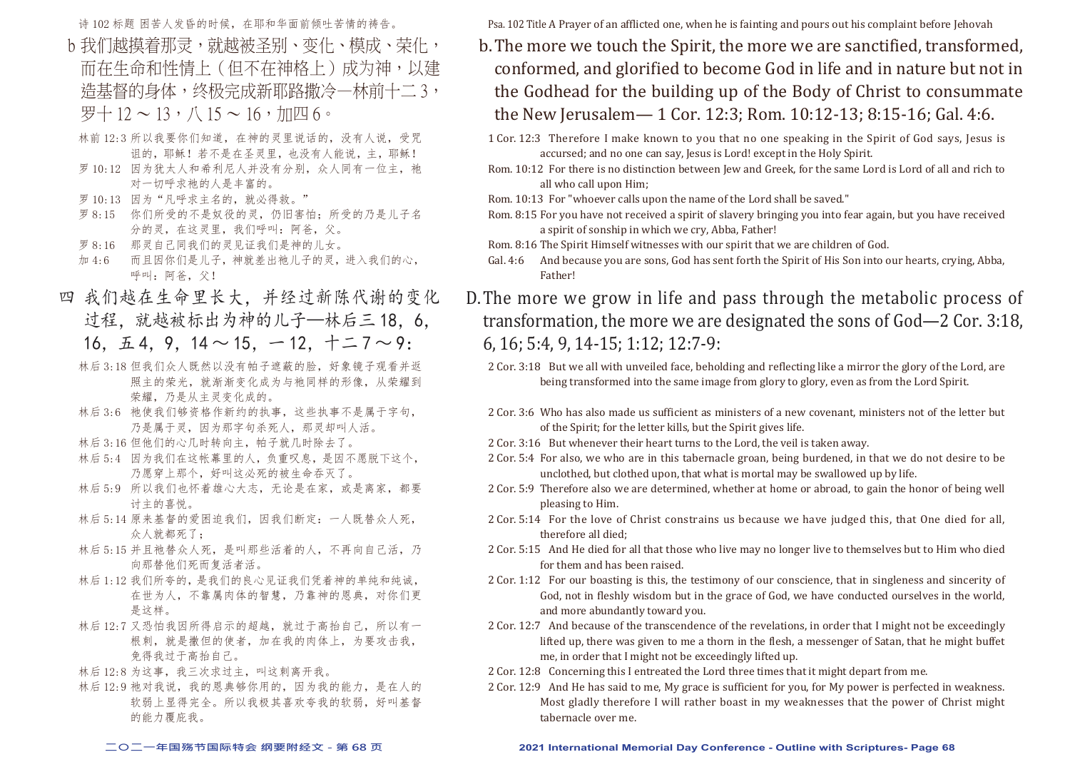诗 102 标题 困苦人发昏的时候，在耶和华面前倾吐苦情的祷告。

b 我们越摸着那灵，就越被圣别、变化、模成、荣化，而在生命和性情上（但不在神格上）成为神，以建造基督的身体，终极完成新耶路撒冷—林前十二 3，罗十 12 ～ 13，八 15 ～ 16，加四 6。

林前 12:3 所以我要你们知道，在神的灵里说话的，没有人说，受咒诅的，耶稣！若不是在圣灵里，也没有人能说，主，耶稣！

罗 10:12 因为犹太人和希利尼人并没有分别，众人同有一位主，祂对一切呼求祂的人是丰富的。

罗 10:13 因为“凡呼求主名的，就必得救。”

罗 8:15 你们所受的不是奴役的灵，仍旧害怕；所受的乃是儿子名分的灵，在这灵里，我们呼叫：阿爸，父。

罗 8:16 那灵自己同我们的灵见证我们是神的儿女。

加 4:6 而且因你们是儿子，神就差出祂儿子的灵，进入我们的心，呼叫：阿爸，父！

四 我们越在生命里长大，并经过新陈代谢的变化过程，就越被标出为神的儿子—林后三 18，6，16，五 4，9，14 ～ 15，一 12，十二 7 ～ 9：

林后 3:18 但我们众人既然以没有帕子遮蔽的脸，好象镜子观看并返照主的荣光，就渐渐变化成为与祂同样的形像，从荣耀到荣耀，乃是从主灵变化成的。

林后 3:6 祂使我们够资格作新约的执事，这些执事不是属于字句，乃是属于灵，因为那字句杀死人，那灵却叫人活。

林后 3:16 但他们的心几时转向主，帕子就几时除去了。

林后 5:4 因为我们在这帐幕里的人，负重叹息，是因不愿脱下这个，乃愿穿上那个，好叫这必死的被生命吞灭了。

林后 5:9 所以我们也怀着雄心大志，无论是在家，或是离家，都要讨主的喜悦。

林后 5:14 原来基督的爱困迫我们，因我们断定：一人既替众人死，众人就都死了；

林后 5:15 并且祂替众人死，是叫那些活着的人，不再向自己活，乃向那替他们死而复活者活。

林后 1:12 我们所夸的，是我们的良心见证我们凭着神的单纯和纯诚，在世为人，不靠属肉体的智慧，乃靠神的恩典，对你们更是这样。

林后 12:7 又恐怕我因所得启示的超越，就过于高抬自己，所以有一根刺，就是撒但的使者，加在我的肉体上，为要攻击我，免得我过于高抬自己。

林后 12:8 为这事，我三次求过主，叫这刺离开我。

林后 12:9 祂对我说，我的恩典够你用的，因为我的能力，是在人的软弱上显得完全。所以我极其喜欢夸我的软弱，好叫基督的能力覆庇我。

Psa. 102 Title A Prayer of an afflicted one, when he is fainting and pours out his complaint before Jehovah

b. The more we touch the Spirit, the more we are sanctified, transformed, conformed, and glorified to become God in life and in nature but not in the Godhead for the building up of the Body of Christ to consummate the New Jerusalem— 1 Cor. 12:3; Rom. 10:12-13; 8:15-16; Gal. 4:6.

1 Cor. 12:3 Therefore I make known to you that no one speaking in the Spirit of God says, Jesus is accursed; and no one can say, Jesus is Lord! except in the Holy Spirit.

Rom. 10:12 For there is no distinction between Jew and Greek, for the same Lord is Lord of all and rich to all who call upon Him;

Rom. 10:13 For "whoever calls upon the name of the Lord shall be saved."

Rom. 8:15 For you have not received a spirit of slavery bringing you into fear again, but you have received a spirit of sonship in which we cry, Abba, Father!

Rom. 8:16 The Spirit Himself witnesses with our spirit that we are children of God.

Gal. 4:6 And because you are sons, God has sent forth the Spirit of His Son into our hearts, crying, Abba, Father!

D. The more we grow in life and pass through the metabolic process of transformation, the more we are designated the sons of God—2 Cor. 3:18, 6, 16; 5:4, 9, 14-15; 1:12; 12:7-9:

2 Cor. 3:18 But we all with unveiled face, beholding and reflecting like a mirror the glory of the Lord, are being transformed into the same image from glory to glory, even as from the Lord Spirit.

2 Cor. 3:6 Who has also made us sufficient as ministers of a new covenant, ministers not of the letter but of the Spirit; for the letter kills, but the Spirit gives life.

2 Cor. 3:16 But whenever their heart turns to the Lord, the veil is taken away.

2 Cor. 5:4 For also, we who are in this tabernacle groan, being burdened, in that we do not desire to be unclothed, but clothed upon, that what is mortal may be swallowed up by life.

2 Cor. 5:9 Therefore also we are determined, whether at home or abroad, to gain the honor of being well pleasing to Him.

2 Cor. 5:14 For the love of Christ constrains us because we have judged this, that One died for all, therefore all died;

2 Cor. 5:15 And He died for all that those who live may no longer live to themselves but to Him who died for them and has been raised.

2 Cor. 1:12 For our boasting is this, the testimony of our conscience, that in singleness and sincerity of God, not in fleshly wisdom but in the grace of God, we have conducted ourselves in the world, and more abundantly toward you.

2 Cor. 12:7 And because of the transcendence of the revelations, in order that I might not be exceedingly lifted up, there was given to me a thorn in the flesh, a messenger of Satan, that he might buffet me, in order that I might not be exceedingly lifted up.

2 Cor. 12:8 Concerning this I entreated the Lord three times that it might depart from me.

2 Cor. 12:9 And He has said to me, My grace is sufficient for you, for My power is perfected in weakness. Most gladly therefore I will rather boast in my weaknesses that the power of Christ might tabernacle over me.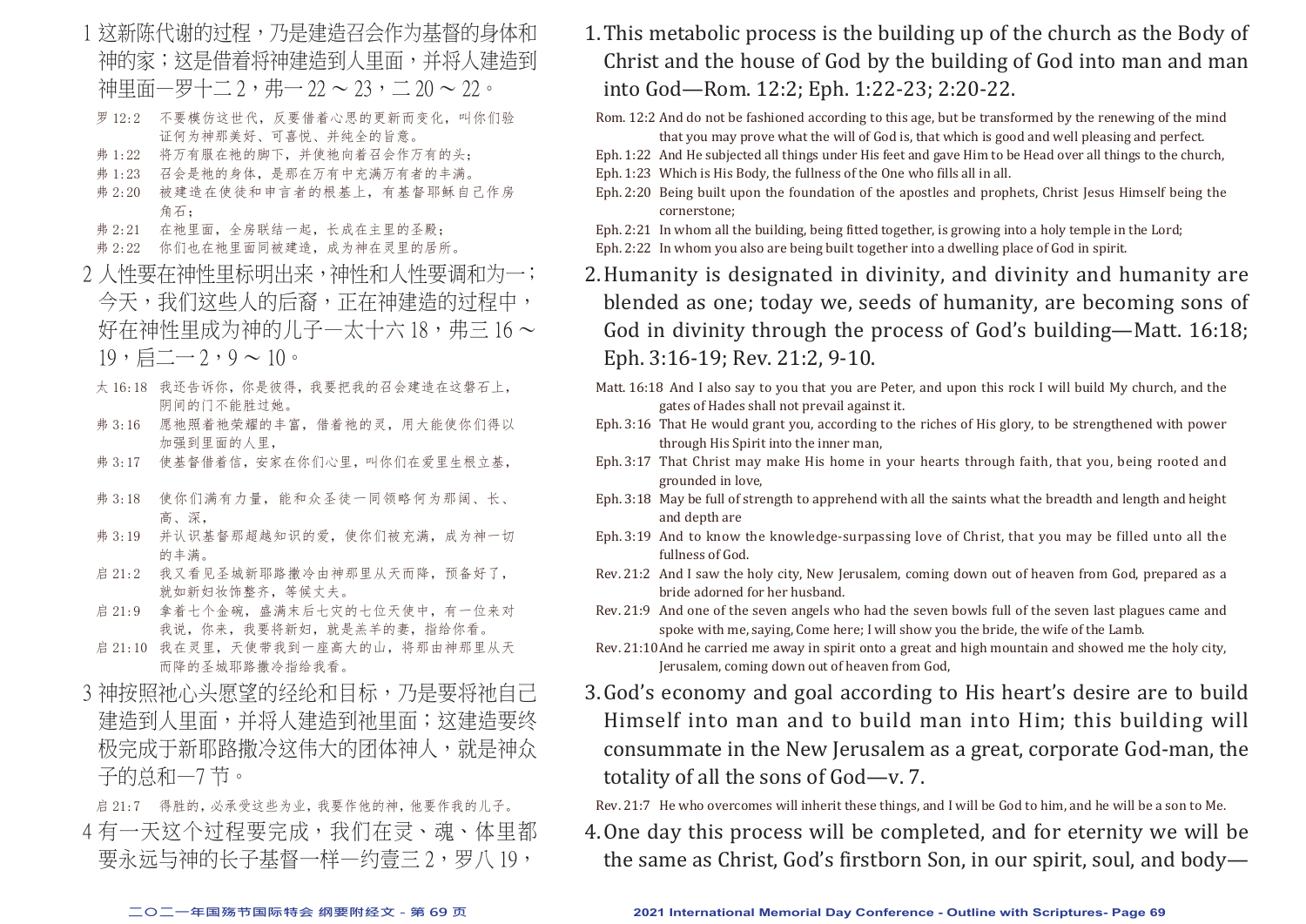1 这新陈代谢的过程，乃是建造召会作为基督的身体和神的家；这是借着将神建造到人里面，并将人建造到神里面—罗十二 2，弗一 22 ～ 23，二 20 ～ 22。

罗 12:2　不要模仿这世代，反要借着心思的更新而变化，叫你们验证何为神那美好、可喜悦、并纯全的旨意。
弗 1:22　将万有服在祂的脚下，并使祂向着召会作万有的头；
弗 1:23　召会是祂的身体，是那在万有中充满万有者的丰满。
弗 2:20　被建造在使徒和申言者的根基上，有基督耶稣自己作房角石；
弗 2:21　在祂里面，全房联结一起，长成在主里的圣殿；
弗 2:22　你们也在祂里面同被建造，成为神在灵里的居所。

2 人性要在神性里标明出来，神性和人性要调和为一；今天，我们这些人的后裔，正在神建造的过程中，好在神性里成为神的儿子—太十六 18，弗三 16 ～ 19，启二一 2，9 ～ 10。

太 16:18　我还告诉你，你是彼得，我要把我的召会建造在这磐石上，阴间的门不能胜过她。
弗 3:16　愿祂照着祂荣耀的丰富，借着祂的灵，用大能使你们得以加强到里面的人里，
弗 3:17　使基督借着信，安家在你们心里，叫你们在爱里生根立基，
弗 3:18　使你们满有力量，能和众圣徒一同领略何为那阔、长、高、深，
弗 3:19　并认识基督那超越知识的爱，使你们被充满，成为神一切的丰满。
启 21:2　我又看见圣城新耶路撒冷由神那里从天而降，预备好了，就如新妇妆饰整齐，等候丈夫。
启 21:9　拿着七个金碗，盛满末后七灾的七位天使中，有一位来对我说，你来，我要将新妇，就是羔羊的妻，指给你看。
启 21:10　我在灵里，天使带我到一座高大的山，将那由神那里从天而降的圣城耶路撒冷指给我看。

3 神按照祂心头愿望的经纶和目标，乃是要将祂自己建造到人里面，并将人建造到祂里面；这建造要终极完成于新耶路撒冷这伟大的团体神人，就是神众子的总和—7 节。

启 21:7　得胜的，必承受这些为业，我要作他的神，他要作我的儿子。

4 有一天这个过程要完成，我们在灵、魂、体里都要永远与神的长子基督一样—约壹三 2，罗八 19，

1. This metabolic process is the building up of the church as the Body of Christ and the house of God by the building of God into man and man into God—Rom. 12:2; Eph. 1:22-23; 2:20-22.

Rom. 12:2 And do not be fashioned according to this age, but be transformed by the renewing of the mind that you may prove what the will of God is, that which is good and well pleasing and perfect.
Eph. 1:22 And He subjected all things under His feet and gave Him to be Head over all things to the church,
Eph. 1:23 Which is His Body, the fullness of the One who fills all in all.
Eph. 2:20 Being built upon the foundation of the apostles and prophets, Christ Jesus Himself being the cornerstone;
Eph. 2:21 In whom all the building, being fitted together, is growing into a holy temple in the Lord;
Eph. 2:22 In whom you also are being built together into a dwelling place of God in spirit.

2. Humanity is designated in divinity, and divinity and humanity are blended as one; today we, seeds of humanity, are becoming sons of God in divinity through the process of God's building—Matt. 16:18; Eph. 3:16-19; Rev. 21:2, 9-10.

Matt. 16:18 And I also say to you that you are Peter, and upon this rock I will build My church, and the gates of Hades shall not prevail against it.
Eph. 3:16 That He would grant you, according to the riches of His glory, to be strengthened with power through His Spirit into the inner man,
Eph. 3:17 That Christ may make His home in your hearts through faith, that you, being rooted and grounded in love,
Eph. 3:18 May be full of strength to apprehend with all the saints what the breadth and length and height and depth are
Eph. 3:19 And to know the knowledge-surpassing love of Christ, that you may be filled unto all the fullness of God.
Rev. 21:2 And I saw the holy city, New Jerusalem, coming down out of heaven from God, prepared as a bride adorned for her husband.
Rev. 21:9 And one of the seven angels who had the seven bowls full of the seven last plagues came and spoke with me, saying, Come here; I will show you the bride, the wife of the Lamb.
Rev. 21:10 And he carried me away in spirit onto a great and high mountain and showed me the holy city, Jerusalem, coming down out of heaven from God,

3. God's economy and goal according to His heart's desire are to build Himself into man and to build man into Him; this building will consummate in the New Jerusalem as a great, corporate God-man, the totality of all the sons of God—v. 7.

Rev. 21:7 He who overcomes will inherit these things, and I will be God to him, and he will be a son to Me.

4. One day this process will be completed, and for eternity we will be the same as Christ, God's firstborn Son, in our spirit, soul, and body—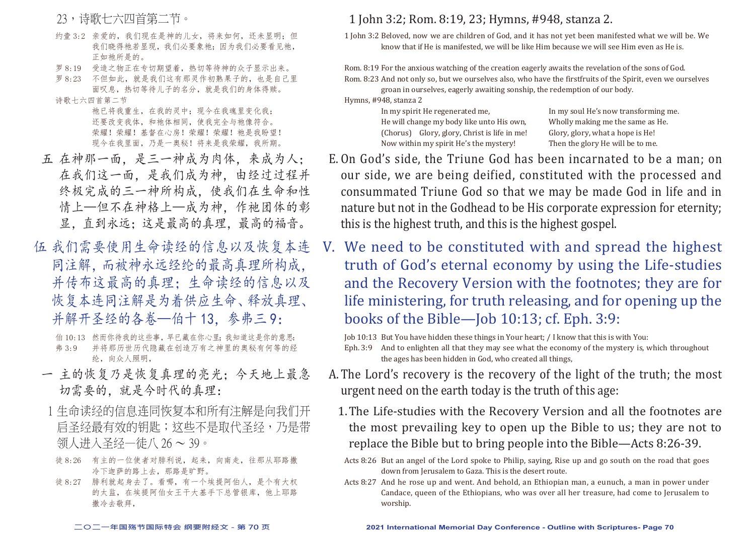23，诗歌七六四首第二节。

约壹 3:2　亲爱的，我们现在是神的儿女，将来如何，还未显明；但我们晓得祂若显现，我们必要象祂；因为我们必要看见祂，正如祂所是的。

罗 8:19　受造之物正在专切期望着，热切等待神的众子显示出来。

罗 8:23　不但如此，就是我们这有那灵作初熟果子的，也是自己里面叹息，热切等待儿子的名分，就是我们的身体得赎。

诗歌七六四首第二节

祂已将我重生，在我的灵中；现今在我魂里变化我；
还要改变我体，和祂体相同，使我完全与祂像符合。
荣耀！荣耀！基督在心房！荣耀！荣耀！祂是我盼望！
现今在我里面，乃是一奥秘！将来是我荣耀，我所期。

五　在神那一面，是三一神成为肉体，来成为人；在我们这一面，是我们成为神，由经过过程并终极完成的三一神所构成，使我们在生命和性情上—但不在神格上—成为神，作祂团体的彰显，直到永远；这是最高的真理，最高的福音。

## 伍　我们需要使用生命读经的信息以及恢复本连同注解，而被神永远经纶的最高真理所构成，并传布这最高的真理；生命读经的信息以及恢复本连同注解是为着供应生命、释放真理、并解开圣经的各卷—伯十13，参弗三9：

伯 10:13　然而你待我的这些事，早已藏在你心里；我知道这是你的意思：

弗 3:9　并将那历世历代隐藏在创造万有之神里的奥秘有何等的经纶，向众人照明，

一　主的恢复乃是恢复真理的亮光；今天地上最急切需要的，就是今时代的真理：

1　生命读经的信息连同恢复本和所有注解是向我们开启圣经最有效的钥匙；这些不是取代圣经，乃是带领人进入圣经—徒八26～39。

徒 8:26　有主的一位使者对腓利说，起来，向南走，往那从耶路撒冷下迦萨的路上去，那路是旷野。

徒 8:27　腓利就起身去了。看哪，有一个埃提阿伯人，是个有大权的太监，在埃提阿伯女王干大基手下总管银库，他上耶路撒冷去敬拜，

---

1 John 3:2; Rom. 8:19, 23; Hymns, #948, stanza 2.

1 John 3:2　Beloved, now we are children of God, and it has not yet been manifested what we will be. We know that if He is manifested, we will be like Him because we will see Him even as He is.

Rom. 8:19　For the anxious watching of the creation eagerly awaits the revelation of the sons of God.

Rom. 8:23　And not only so, but we ourselves also, who have the firstfruits of the Spirit, even we ourselves groan in ourselves, eagerly awaiting sonship, the redemption of our body.

Hymns, #948, stanza 2

In my spirit He regenerated me,　In my soul He's now transforming me.
He will change my body like unto His own,　Wholly making me the same as He.
(Chorus)　Glory, glory, Christ is life in me!　Glory, glory, what a hope is He!
Now within my spirit He's the mystery!　Then the glory He will be to me.

E. On God's side, the Triune God has been incarnated to be a man; on our side, we are being deified, constituted with the processed and consummated Triune God so that we may be made God in life and in nature but not in the Godhead to be His corporate expression for eternity; this is the highest truth, and this is the highest gospel.

## V. We need to be constituted with and spread the highest truth of God's eternal economy by using the Life-studies and the Recovery Version with the footnotes; they are for life ministering, for truth releasing, and for opening up the books of the Bible—Job 10:13; cf. Eph. 3:9:

Job 10:13　But You have hidden these things in Your heart; / I know that this is with You:

Eph. 3:9　And to enlighten all that they may see what the economy of the mystery is, which throughout the ages has been hidden in God, who created all things,

A. The Lord's recovery is the recovery of the light of the truth; the most urgent need on the earth today is the truth of this age:

1. The Life-studies with the Recovery Version and all the footnotes are the most prevailing key to open up the Bible to us; they are not to replace the Bible but to bring people into the Bible—Acts 8:26-39.

Acts 8:26　But an angel of the Lord spoke to Philip, saying, Rise up and go south on the road that goes down from Jerusalem to Gaza. This is the desert route.

Acts 8:27　And he rose up and went. And behold, an Ethiopian man, a eunuch, a man in power under Candace, queen of the Ethiopians, who was over all her treasure, had come to Jerusalem to worship.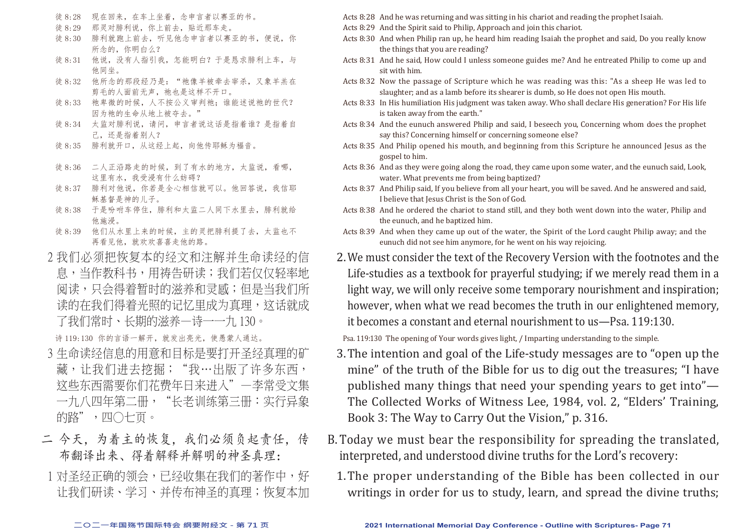徒 8:28　现在回来，在车上坐着，念申言者以赛亚的书。
徒 8:29　那灵对腓利说，你上前去，贴近那车走。
徒 8:30　腓利就跑上前去，听见他念申言者以赛亚的书，便说，你所念的，你明白么？
徒 8:31　他说，没有人指引我，怎能明白？于是恳求腓利上车，与他同坐。
徒 8:32　他所念的那段经乃是："祂像羊被牵去宰杀，又象羊羔在剪毛的人面前无声，祂也是这样不开口。
徒 8:33　祂卑微的时候，人不按公义审判祂；谁能述说祂的世代？因为祂的生命从地上被夺去。"
徒 8:34　太监对腓利说，请问，申言者说这话是指着谁？是指着自己，还是指着别人？
徒 8:35　腓利就开口，从这经上起，向他传耶稣为福音。
徒 8:36　二人正沿路走的时候，到了有水的地方，太监说，看哪，这里有水，我受浸有什么妨碍？
徒 8:37　腓利对他说，你若是全心相信就可以。他回答说，我信耶稣基督是神的儿子。
徒 8:38　于是吩咐车停住，腓利和太监二人同下水里去，腓利就给他施浸。
徒 8:39　他们从水里上来的时候，主的灵把腓利提了去，太监也不再看见他，就欢欢喜喜走他的路。

2 我们必须把恢复本的经文和注解并生命读经的信息，当作教科书，用祷告研读；我们若仅仅轻率地阅读，只会得着暂时的滋养和灵感；但是当我们所读的在我们得着光照的记忆里成为真理，这话就成了我们常时、长期的滋养—诗一一九 130。

诗 119:130　你的言语一解开，就发出亮光，使愚蒙人通达。

3 生命读经信息的用意和目标是要打开圣经真理的矿藏，让我们进去挖掘；"我…出版了许多东西，这些东西需要你们花费年日来进入"—李常受文集一九八四年第二册，"长老训练第三册：实行异象的路"，四〇七页。

二 今天，为着主的恢复，我们必须负起责任，传布翻译出来、得着解释并解明的神圣真理：

1 对圣经正确的领会，已经收集在我们的著作中，好让我们研读、学习、并传布神圣的真理；恢复本加

Acts 8:28　And he was returning and was sitting in his chariot and reading the prophet Isaiah.
Acts 8:29　And the Spirit said to Philip, Approach and join this chariot.
Acts 8:30　And when Philip ran up, he heard him reading Isaiah the prophet and said, Do you really know the things that you are reading?
Acts 8:31　And he said, How could I unless someone guides me? And he entreated Philip to come up and sit with him.
Acts 8:32　Now the passage of Scripture which he was reading was this: "As a sheep He was led to slaughter; and as a lamb before its shearer is dumb, so He does not open His mouth.
Acts 8:33　In His humiliation His judgment was taken away. Who shall declare His generation? For His life is taken away from the earth."
Acts 8:34　And the eunuch answered Philip and said, I beseech you, Concerning whom does the prophet say this? Concerning himself or concerning someone else?
Acts 8:35　And Philip opened his mouth, and beginning from this Scripture he announced Jesus as the gospel to him.
Acts 8:36　And as they were going along the road, they came upon some water, and the eunuch said, Look, water. What prevents me from being baptized?
Acts 8:37　And Philip said, If you believe from all your heart, you will be saved. And he answered and said, I believe that Jesus Christ is the Son of God.
Acts 8:38　And he ordered the chariot to stand still, and they both went down into the water, Philip and the eunuch, and he baptized him.
Acts 8:39　And when they came up out of the water, the Spirit of the Lord caught Philip away; and the eunuch did not see him anymore, for he went on his way rejoicing.

2. We must consider the text of the Recovery Version with the footnotes and the Life-studies as a textbook for prayerful studying; if we merely read them in a light way, we will only receive some temporary nourishment and inspiration; however, when what we read becomes the truth in our enlightened memory, it becomes a constant and eternal nourishment to us—Psa. 119:130.

Psa. 119:130　The opening of Your words gives light, / Imparting understanding to the simple.

3. The intention and goal of the Life-study messages are to "open up the mine" of the truth of the Bible for us to dig out the treasures; "I have published many things that need your spending years to get into"—The Collected Works of Witness Lee, 1984, vol. 2, "Elders' Training, Book 3: The Way to Carry Out the Vision," p. 316.

B. Today we must bear the responsibility for spreading the translated, interpreted, and understood divine truths for the Lord's recovery:

1. The proper understanding of the Bible has been collected in our writings in order for us to study, learn, and spread the divine truths;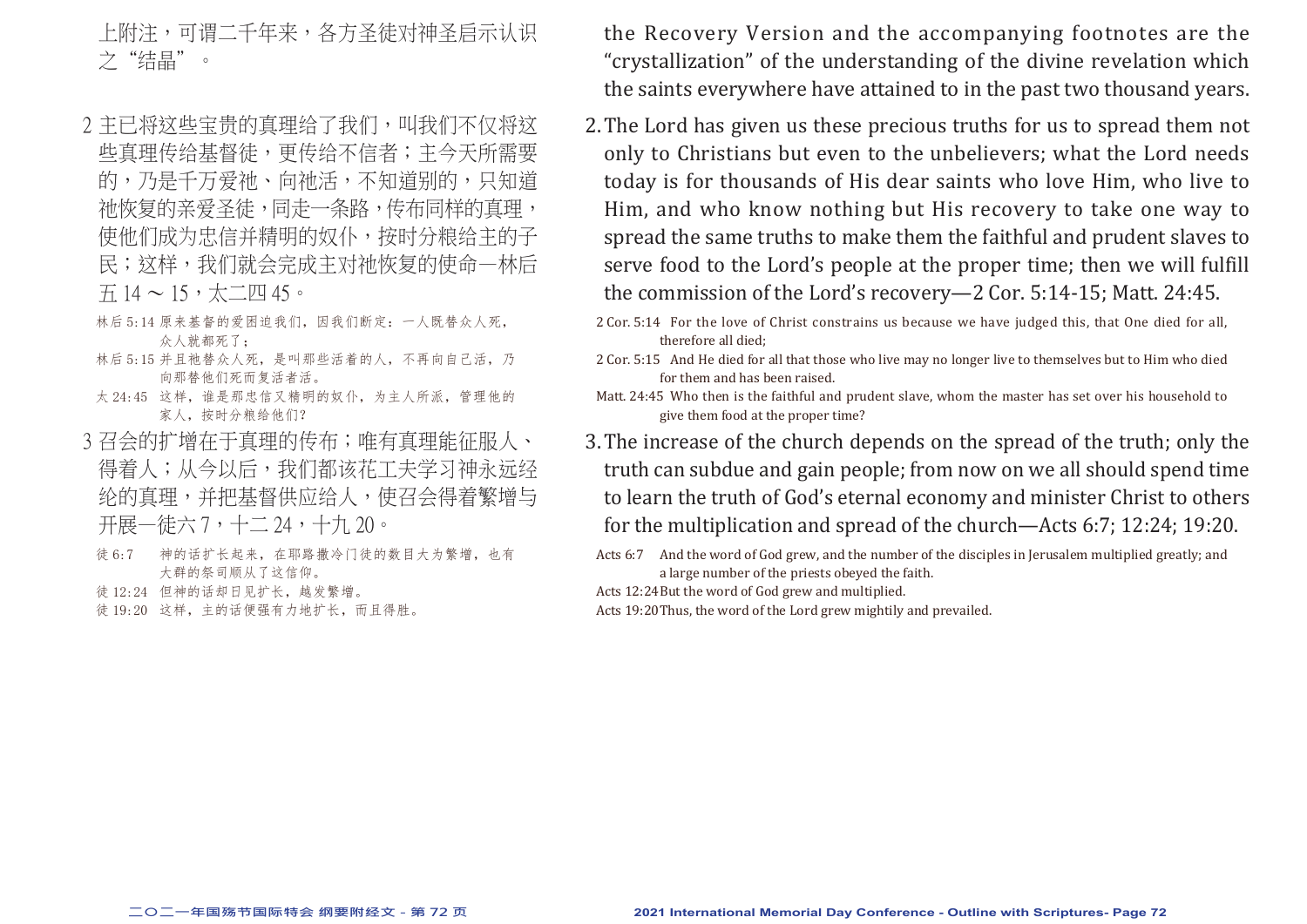上附注，可谓二千年来，各方圣徒对神圣启示认识之“结晶”。

2 主已将这些宝贵的真理给了我们，叫我们不仅将这些真理传给基督徒，更传给不信者；主今天所需要的，乃是千万爱祂、向祂活，不知道别的，只知道祂恢复的亲爱圣徒，同走一条路，传布同样的真理，使他们成为忠信并精明的奴仆，按时分粮给主的子民；这样，我们就会完成主对祂恢复的使命—林后五14～15，太二四45。

林后 5:14 原来基督的爱困迫我们，因我们断定：一人既替众人死，众人就都死了；

林后 5:15 并且祂替众人死，是叫那些活着的人，不再向自己活，乃向那替他们死而复活者活。

太 24:45 这样，谁是那忠信又精明的奴仆，为主人所派，管理他的家人，按时分粮给他们？

3 召会的扩增在于真理的传布；唯有真理能征服人、得着人；从今以后，我们都该花工夫学习神永远经纶的真理，并把基督供应给人，使召会得着繁增与开展—徒六7，十二24，十九20。

徒 6:7 神的话扩长起来，在耶路撒冷门徒的数目大为繁增，也有大群的祭司顺从了这信仰。

徒 12:24 但神的话却日见扩长，越发繁增。

徒 19:20 这样，主的话便强有力地扩长，而且得胜。

the Recovery Version and the accompanying footnotes are the “crystallization” of the understanding of the divine revelation which the saints everywhere have attained to in the past two thousand years.

2. The Lord has given us these precious truths for us to spread them not only to Christians but even to the unbelievers; what the Lord needs today is for thousands of His dear saints who love Him, who live to Him, and who know nothing but His recovery to take one way to spread the same truths to make them the faithful and prudent slaves to serve food to the Lord’s people at the proper time; then we will fulfill the commission of the Lord’s recovery—2 Cor. 5:14-15; Matt. 24:45.

2 Cor. 5:14 For the love of Christ constrains us because we have judged this, that One died for all, therefore all died;

2 Cor. 5:15 And He died for all that those who live may no longer live to themselves but to Him who died for them and has been raised.

Matt. 24:45 Who then is the faithful and prudent slave, whom the master has set over his household to give them food at the proper time?

3. The increase of the church depends on the spread of the truth; only the truth can subdue and gain people; from now on we all should spend time to learn the truth of God’s eternal economy and minister Christ to others for the multiplication and spread of the church—Acts 6:7; 12:24; 19:20.

Acts 6:7 And the word of God grew, and the number of the disciples in Jerusalem multiplied greatly; and a large number of the priests obeyed the faith.

Acts 12:24 But the word of God grew and multiplied.

Acts 19:20 Thus, the word of the Lord grew mightily and prevailed.